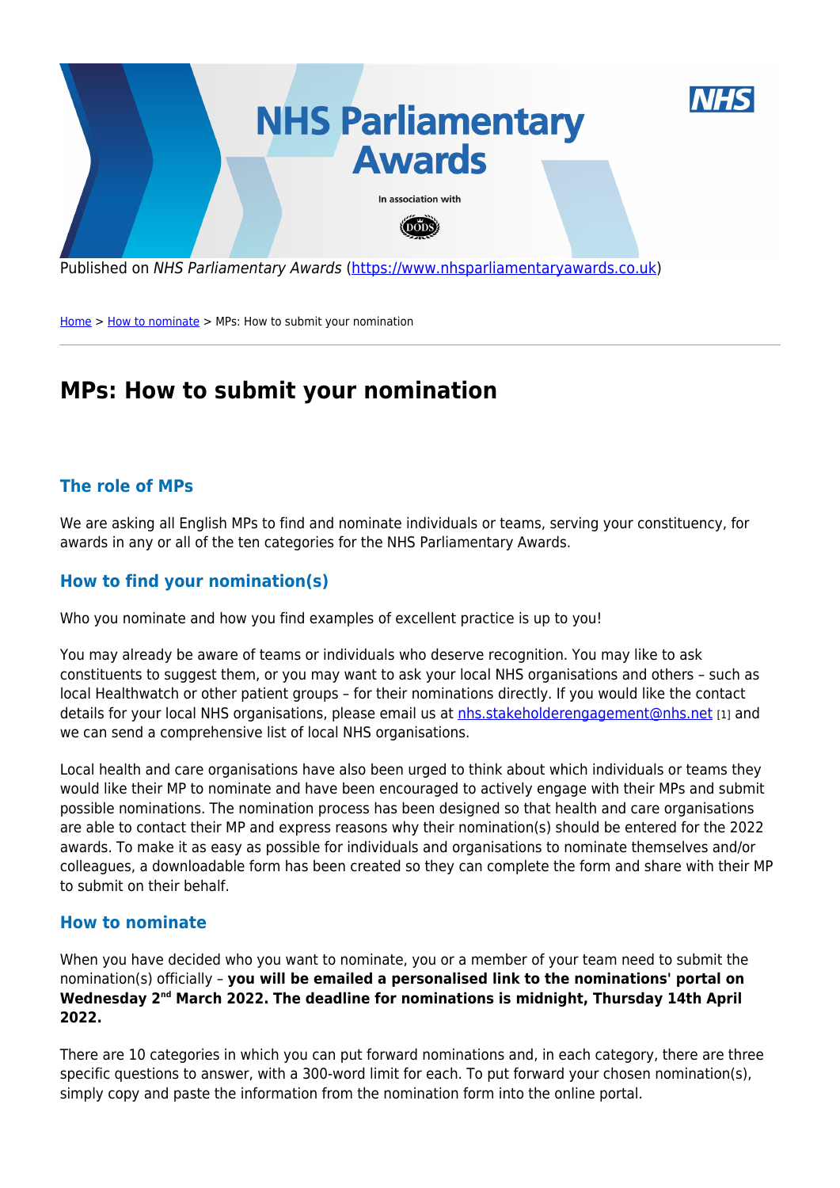Published on *NHS Parliamentary Awards* (https://www.nhsparliamentaryawards.co.uk)

Home > How to nominate > MPs: How to submit your nomination

# MPs: How to submit your nomination

## The role of MPs

We are asking all English MPs to find and nominate individuals or teams, serving your constituency, for awards in any or all of the ten categories for the NHS Parliamentary Awards.

## How to find your nomination(s)

Who you nominate and how you find examples of excellent practice is up to you!

You may already be aware of teams or individuals who deserve recognition. You may like to ask constituents to suggest them, or you may want to ask your local NHS organisations and others – such as local Healthwatch or other patient groups – for their nominations directly. If you would like the contact details for your local NHS organisations, please email us at nhs.stakeholderengagement@nhs.net [1] and we can send a comprehensive list of local NHS organisations.

Local health and care organisations have also been urged to think about which individuals or teams they would like their MP to nominate and have been encouraged to actively engage with their MPs and submit possible nominations. The nomination process has been designed so that health and care organisations are able to contact their MP and express reasons why their nomination(s) should be entered for the 2022 awards. To make it as easy as possible for individuals and organisations to nominate themselves and/or colleagues, a downloadable form has been created so they can complete the form and share with their MP to submit on their behalf.

## How to nominate

When you have decided who you want to nominate, you or a member of your team need to submit the nomination(s) officially – **you will be emailed a personalised link to the nominations' portal on Wednesday 2nd March 2022. The deadline for nominations is midnight, Thursday 14th April 2022.**

There are 10 categories in which you can put forward nominations and, in each category, there are three specific questions to answer, with a 300-word limit for each. To put forward your chosen nomination(s), simply copy and paste the information from the nomination form into the online portal.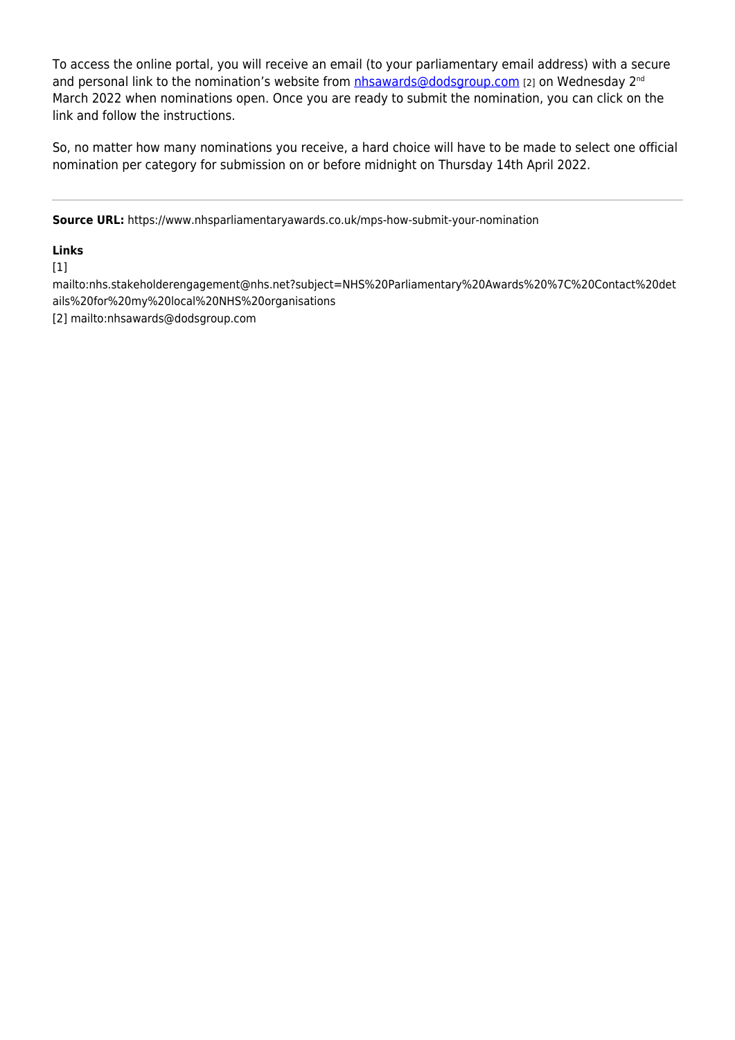To access the online portal, you will receive an email (to your parliamentary email address) with a secure and personal link to the nomination's website from nhsawards@dodsgroup.com [2] on Wednesday 2nd March 2022 when nominations open. Once you are ready to submit the nomination, you can click on the link and follow the instructions.

So, no matter how many nominations you receive, a hard choice will have to be made to select one official nomination per category for submission on or before midnight on Thursday 14th April 2022.

---

**Source URL:** https://www.nhsparliamentaryawards.co.uk/mps-how-submit-your-nomination

**Links**

[1] mailto:nhs.stakeholderengagement@nhs.net?subject=NHS%20Parliamentary%20Awards%20%7C%20Contact%20details%20for%20my%20local%20NHS%20organisations

[2] mailto:nhsawards@dodsgroup.com